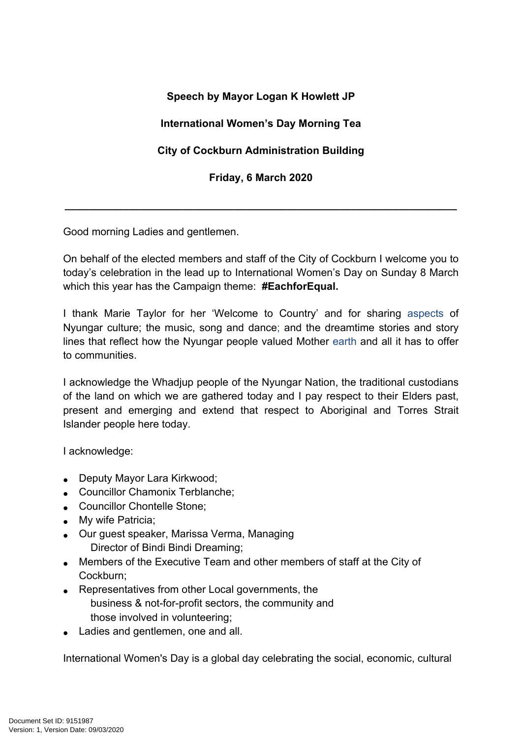**Speech by Mayor Logan K Howlett JP**

**International Women's Day Morning Tea**

**City of Cockburn Administration Building**

**Friday, 6 March 2020**

---

Good morning Ladies and gentlemen.

On behalf of the elected members and staff of the City of Cockburn I welcome you to today's celebration in the lead up to International Women's Day on Sunday 8 March which this year has the Campaign theme: **#EachforEqual.**

I thank Marie Taylor for her 'Welcome to Country' and for sharing aspects of Nyungar culture; the music, song and dance; and the dreamtime stories and story lines that reflect how the Nyungar people valued Mother earth and all it has to offer to communities.

I acknowledge the Whadjup people of the Nyungar Nation, the traditional custodians of the land on which we are gathered today and I pay respect to their Elders past, present and emerging and extend that respect to Aboriginal and Torres Strait Islander people here today.

I acknowledge:

- Deputy Mayor Lara Kirkwood;
- Councillor Chamonix Terblanche;
- Councillor Chontelle Stone;
- My wife Patricia;
- Our guest speaker, Marissa Verma, Managing Director of Bindi Bindi Dreaming;
- Members of the Executive Team and other members of staff at the City of Cockburn;
- Representatives from other Local governments, the business & not-for-profit sectors, the community and those involved in volunteering;
- Ladies and gentlemen, one and all.

International Women's Day is a global day celebrating the social, economic, cultural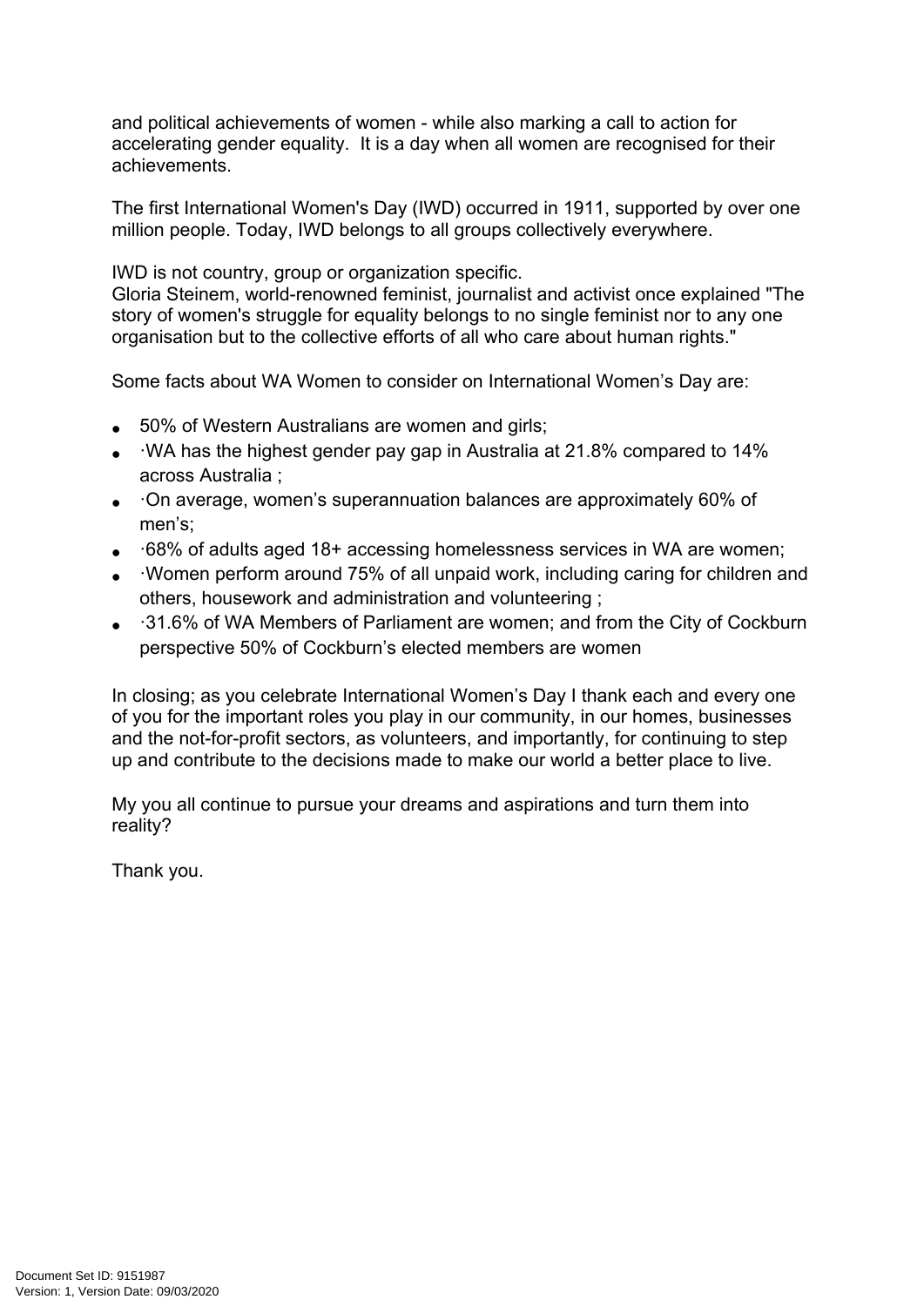and political achievements of women - while also marking a call to action for accelerating gender equality.  It is a day when all women are recognised for their achievements.

The first International Women's Day (IWD) occurred in 1911, supported by over one million people. Today, IWD belongs to all groups collectively everywhere.

IWD is not country, group or organization specific.
Gloria Steinem, world-renowned feminist, journalist and activist once explained "The story of women's struggle for equality belongs to no single feminist nor to any one organisation but to the collective efforts of all who care about human rights."

Some facts about WA Women to consider on International Women's Day are:

- 50% of Western Australians are women and girls;
- ·WA has the highest gender pay gap in Australia at 21.8% compared to 14% across Australia ;
- ·On average, women's superannuation balances are approximately 60% of men's;
- ·68% of adults aged 18+ accessing homelessness services in WA are women;
- ·Women perform around 75% of all unpaid work, including caring for children and others, housework and administration and volunteering ;
- ·31.6% of WA Members of Parliament are women; and from the City of Cockburn perspective 50% of Cockburn's elected members are women

In closing; as you celebrate International Women's Day I thank each and every one of you for the important roles you play in our community, in our homes, businesses and the not-for-profit sectors, as volunteers, and importantly, for continuing to step up and contribute to the decisions made to make our world a better place to live.

My you all continue to pursue your dreams and aspirations and turn them into reality?

Thank you.